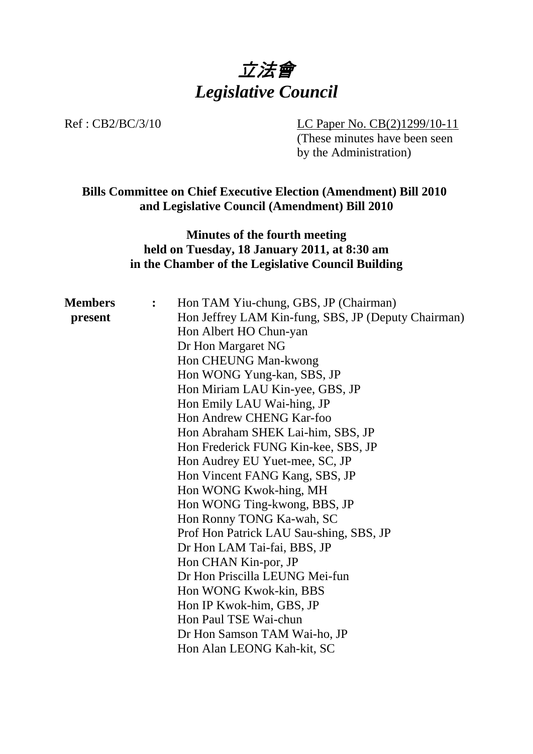# 立法會
# *Legislative Council*

Ref : CB2/BC/3/10

LC Paper No. CB(2)1299/10-11
(These minutes have been seen by the Administration)

**Bills Committee on Chief Executive Election (Amendment) Bill 2010 and Legislative Council (Amendment) Bill 2010**

**Minutes of the fourth meeting held on Tuesday, 18 January 2011, at 8:30 am in the Chamber of the Legislative Council Building**

**Members present** :

Hon TAM Yiu-chung, GBS, JP (Chairman)
Hon Jeffrey LAM Kin-fung, SBS, JP (Deputy Chairman)
Hon Albert HO Chun-yan
Dr Hon Margaret NG
Hon CHEUNG Man-kwong
Hon WONG Yung-kan, SBS, JP
Hon Miriam LAU Kin-yee, GBS, JP
Hon Emily LAU Wai-hing, JP
Hon Andrew CHENG Kar-foo
Hon Abraham SHEK Lai-him, SBS, JP
Hon Frederick FUNG Kin-kee, SBS, JP
Hon Audrey EU Yuet-mee, SC, JP
Hon Vincent FANG Kang, SBS, JP
Hon WONG Kwok-hing, MH
Hon WONG Ting-kwong, BBS, JP
Hon Ronny TONG Ka-wah, SC
Prof Hon Patrick LAU Sau-shing, SBS, JP
Dr Hon LAM Tai-fai, BBS, JP
Hon CHAN Kin-por, JP
Dr Hon Priscilla LEUNG Mei-fun
Hon WONG Kwok-kin, BBS
Hon IP Kwok-him, GBS, JP
Hon Paul TSE Wai-chun
Dr Hon Samson TAM Wai-ho, JP
Hon Alan LEONG Kah-kit, SC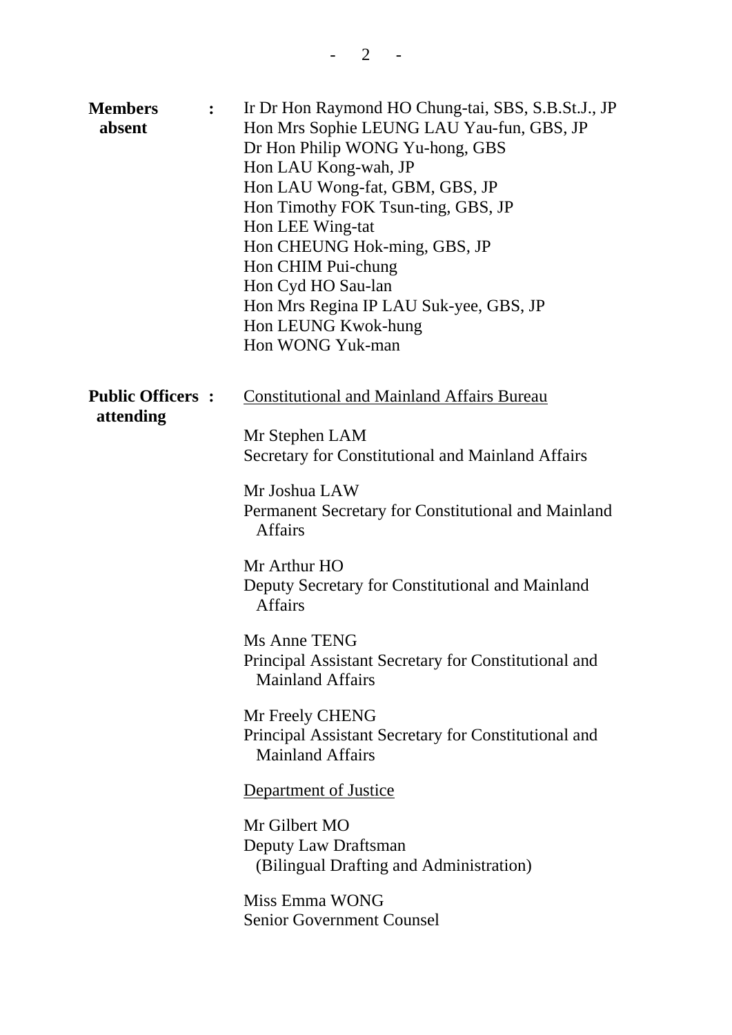**Members absent** : Ir Dr Hon Raymond HO Chung-tai, SBS, S.B.St.J., JP
Hon Mrs Sophie LEUNG LAU Yau-fun, GBS, JP
Dr Hon Philip WONG Yu-hong, GBS
Hon LAU Kong-wah, JP
Hon LAU Wong-fat, GBM, GBS, JP
Hon Timothy FOK Tsun-ting, GBS, JP
Hon LEE Wing-tat
Hon CHEUNG Hok-ming, GBS, JP
Hon CHIM Pui-chung
Hon Cyd HO Sau-lan
Hon Mrs Regina IP LAU Suk-yee, GBS, JP
Hon LEUNG Kwok-hung
Hon WONG Yuk-man

**Public Officers attending** :

Constitutional and Mainland Affairs Bureau

Mr Stephen LAM
Secretary for Constitutional and Mainland Affairs

Mr Joshua LAW
Permanent Secretary for Constitutional and Mainland Affairs

Mr Arthur HO
Deputy Secretary for Constitutional and Mainland Affairs

Ms Anne TENG
Principal Assistant Secretary for Constitutional and Mainland Affairs

Mr Freely CHENG
Principal Assistant Secretary for Constitutional and Mainland Affairs

Department of Justice

Mr Gilbert MO
Deputy Law Draftsman
(Bilingual Drafting and Administration)

Miss Emma WONG
Senior Government Counsel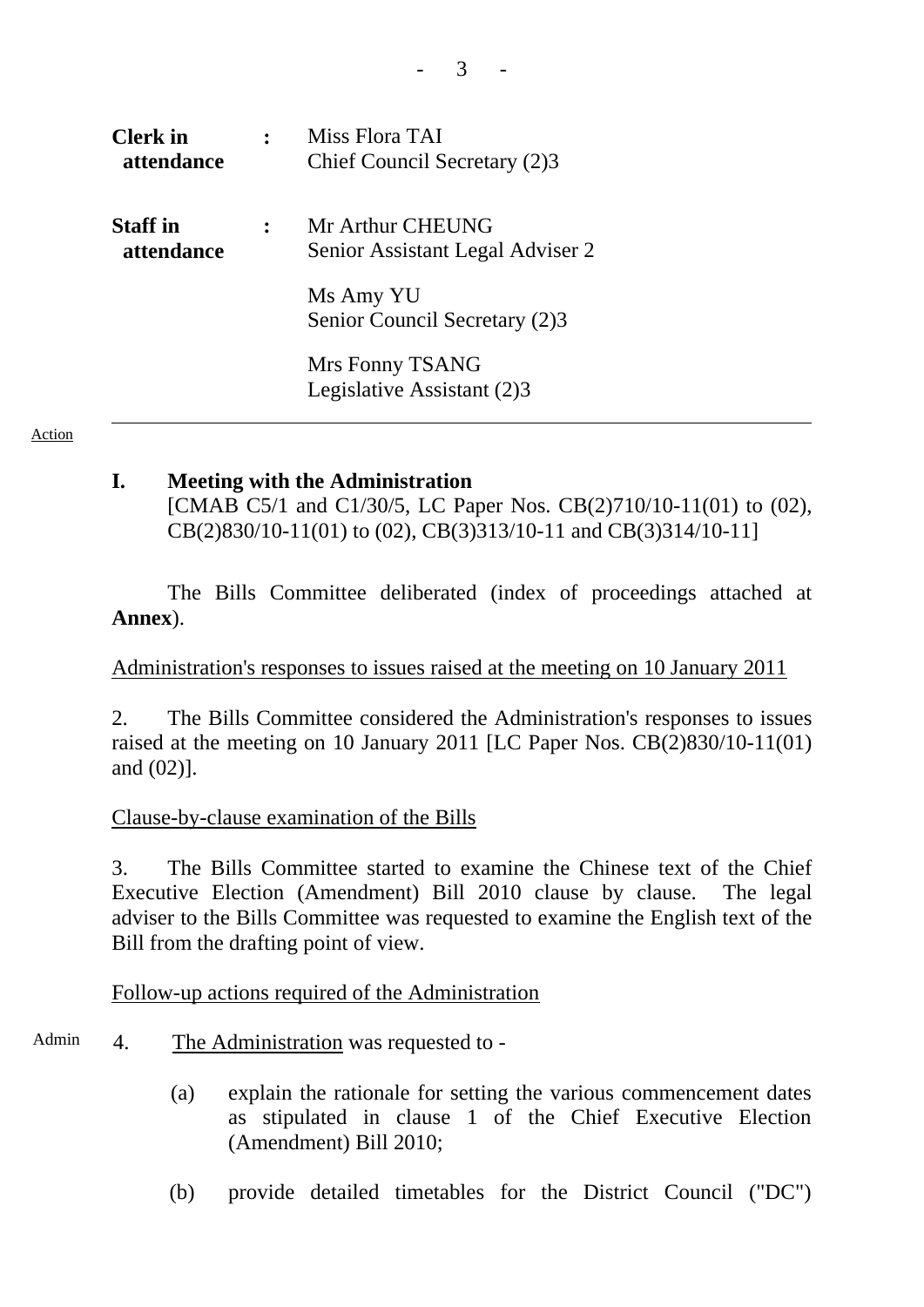| | | |
|---|---|---|
| **Clerk in attendance** | **:** | Miss Flora TAI<br>Chief Council Secretary (2)3 |
| **Staff in attendance** | **:** | Mr Arthur CHEUNG<br>Senior Assistant Legal Adviser 2<br><br>Ms Amy YU<br>Senior Council Secretary (2)3<br><br>Mrs Fonny TSANG<br>Legislative Assistant (2)3 |

---

Action

**I. Meeting with the Administration**
[CMAB C5/1 and C1/30/5, LC Paper Nos. CB(2)710/10-11(01) to (02), CB(2)830/10-11(01) to (02), CB(3)313/10-11 and CB(3)314/10-11]

The Bills Committee deliberated (index of proceedings attached at **Annex**).

Administration's responses to issues raised at the meeting on 10 January 2011

2. The Bills Committee considered the Administration's responses to issues raised at the meeting on 10 January 2011 [LC Paper Nos. CB(2)830/10-11(01) and (02)].

Clause-by-clause examination of the Bills

3. The Bills Committee started to examine the Chinese text of the Chief Executive Election (Amendment) Bill 2010 clause by clause. The legal adviser to the Bills Committee was requested to examine the English text of the Bill from the drafting point of view.

Follow-up actions required of the Administration

Admin

4. The Administration was requested to -

(a) explain the rationale for setting the various commencement dates as stipulated in clause 1 of the Chief Executive Election (Amendment) Bill 2010;

(b) provide detailed timetables for the District Council ("DC")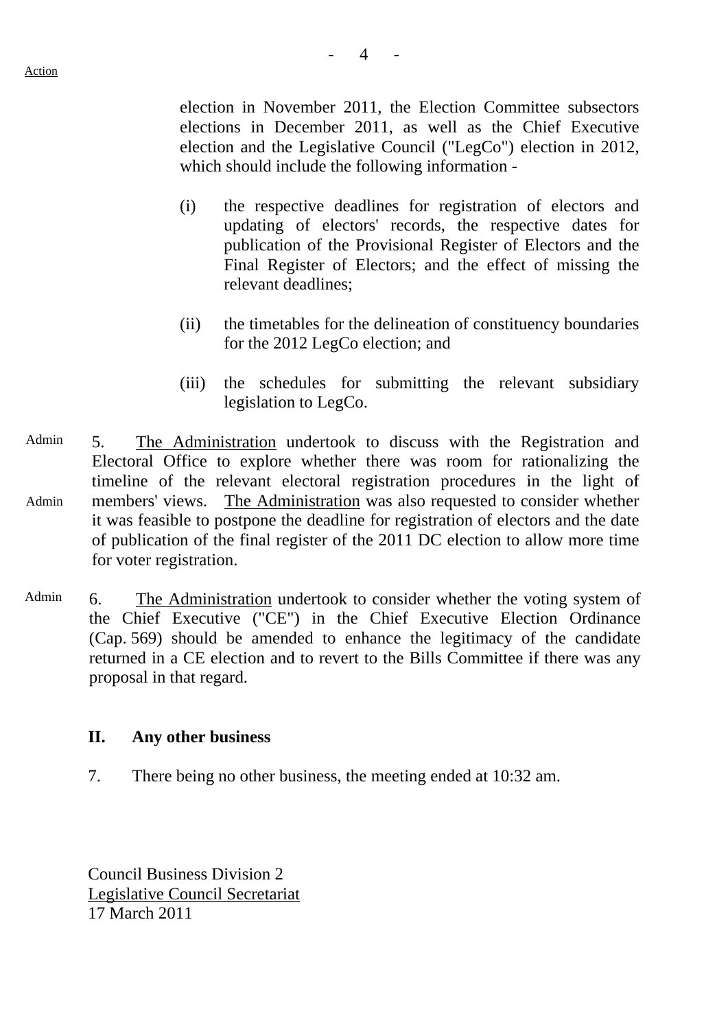Action

election in November 2011, the Election Committee subsectors elections in December 2011, as well as the Chief Executive election and the Legislative Council ("LegCo") election in 2012, which should include the following information -

(i) the respective deadlines for registration of electors and updating of electors' records, the respective dates for publication of the Provisional Register of Electors and the Final Register of Electors; and the effect of missing the relevant deadlines;

(ii) the timetables for the delineation of constituency boundaries for the 2012 LegCo election; and

(iii) the schedules for submitting the relevant subsidiary legislation to LegCo.

Admin

Admin

5. The Administration undertook to discuss with the Registration and Electoral Office to explore whether there was room for rationalizing the timeline of the relevant electoral registration procedures in the light of members' views. The Administration was also requested to consider whether it was feasible to postpone the deadline for registration of electors and the date of publication of the final register of the 2011 DC election to allow more time for voter registration.

Admin

6. The Administration undertook to consider whether the voting system of the Chief Executive ("CE") in the Chief Executive Election Ordinance (Cap. 569) should be amended to enhance the legitimacy of the candidate returned in a CE election and to revert to the Bills Committee if there was any proposal in that regard.

## II. Any other business

7. There being no other business, the meeting ended at 10:32 am.

Council Business Division 2
Legislative Council Secretariat
17 March 2011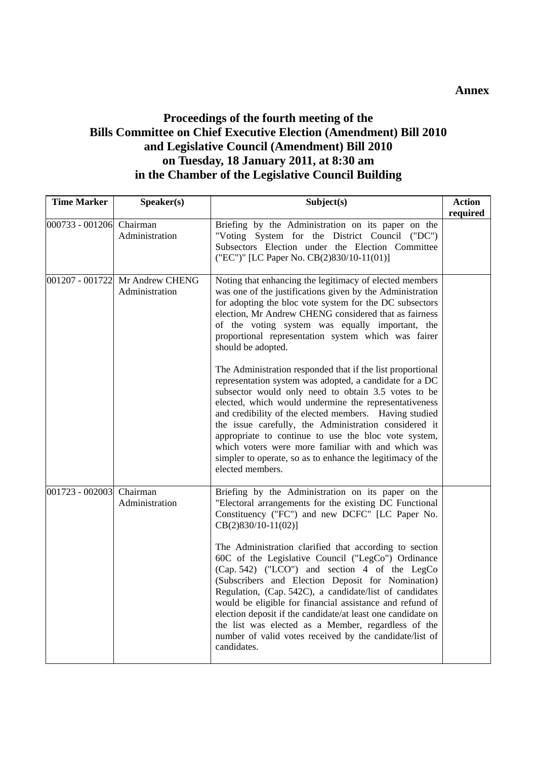**Annex**

# Proceedings of the fourth meeting of the Bills Committee on Chief Executive Election (Amendment) Bill 2010 and Legislative Council (Amendment) Bill 2010 on Tuesday, 18 January 2011, at 8:30 am in the Chamber of the Legislative Council Building

| Time Marker | Speaker(s) | Subject(s) | Action required |
|---|---|---|---|
| 000733 - 001206 | Chairman<br>Administration | Briefing by the Administration on its paper on the "Voting System for the District Council ("DC") Subsectors Election under the Election Committee ("EC")" [LC Paper No. CB(2)830/10-11(01)] | |
| 001207 - 001722 | Mr Andrew CHENG<br>Administration | Noting that enhancing the legitimacy of elected members was one of the justifications given by the Administration for adopting the bloc vote system for the DC subsectors election, Mr Andrew CHENG considered that as fairness of the voting system was equally important, the proportional representation system which was fairer should be adopted.<br><br>The Administration responded that if the list proportional representation system was adopted, a candidate for a DC subsector would only need to obtain 3.5 votes to be elected, which would undermine the representativeness and credibility of the elected members. Having studied the issue carefully, the Administration considered it appropriate to continue to use the bloc vote system, which voters were more familiar with and which was simpler to operate, so as to enhance the legitimacy of the elected members. | |
| 001723 - 002003 | Chairman<br>Administration | Briefing by the Administration on its paper on the "Electoral arrangements for the existing DC Functional Constituency ("FC") and new DCFC" [LC Paper No. CB(2)830/10-11(02)]<br><br>The Administration clarified that according to section 60C of the Legislative Council ("LegCo") Ordinance (Cap. 542) ("LCO") and section 4 of the LegCo (Subscribers and Election Deposit for Nomination) Regulation, (Cap. 542C), a candidate/list of candidates would be eligible for financial assistance and refund of election deposit if the candidate/at least one candidate on the list was elected as a Member, regardless of the number of valid votes received by the candidate/list of candidates. | |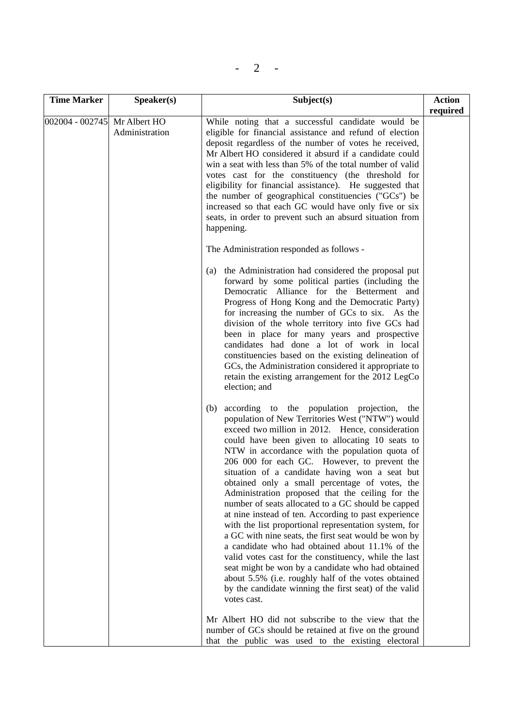| Time Marker | Speaker(s) | Subject(s) | Action required |
|---|---|---|---|
| 002004 - 002745 | Mr Albert HO<br>Administration | While noting that a successful candidate would be eligible for financial assistance and refund of election deposit regardless of the number of votes he received, Mr Albert HO considered it absurd if a candidate could win a seat with less than 5% of the total number of valid votes cast for the constituency (the threshold for eligibility for financial assistance). He suggested that the number of geographical constituencies ("GCs") be increased so that each GC would have only five or six seats, in order to prevent such an absurd situation from happening.<br><br>The Administration responded as follows -<br><br>(a) the Administration had considered the proposal put forward by some political parties (including the Democratic Alliance for the Betterment and Progress of Hong Kong and the Democratic Party) for increasing the number of GCs to six. As the division of the whole territory into five GCs had been in place for many years and prospective candidates had done a lot of work in local constituencies based on the existing delineation of GCs, the Administration considered it appropriate to retain the existing arrangement for the 2012 LegCo election; and<br><br>(b) according to the population projection, the population of New Territories West ("NTW") would exceed two million in 2012. Hence, consideration could have been given to allocating 10 seats to NTW in accordance with the population quota of 206 000 for each GC. However, to prevent the situation of a candidate having won a seat but obtained only a small percentage of votes, the Administration proposed that the ceiling for the number of seats allocated to a GC should be capped at nine instead of ten. According to past experience with the list proportional representation system, for a GC with nine seats, the first seat would be won by a candidate who had obtained about 11.1% of the valid votes cast for the constituency, while the last seat might be won by a candidate who had obtained about 5.5% (i.e. roughly half of the votes obtained by the candidate winning the first seat) of the valid votes cast.<br><br>Mr Albert HO did not subscribe to the view that the number of GCs should be retained at five on the ground that the public was used to the existing electoral | |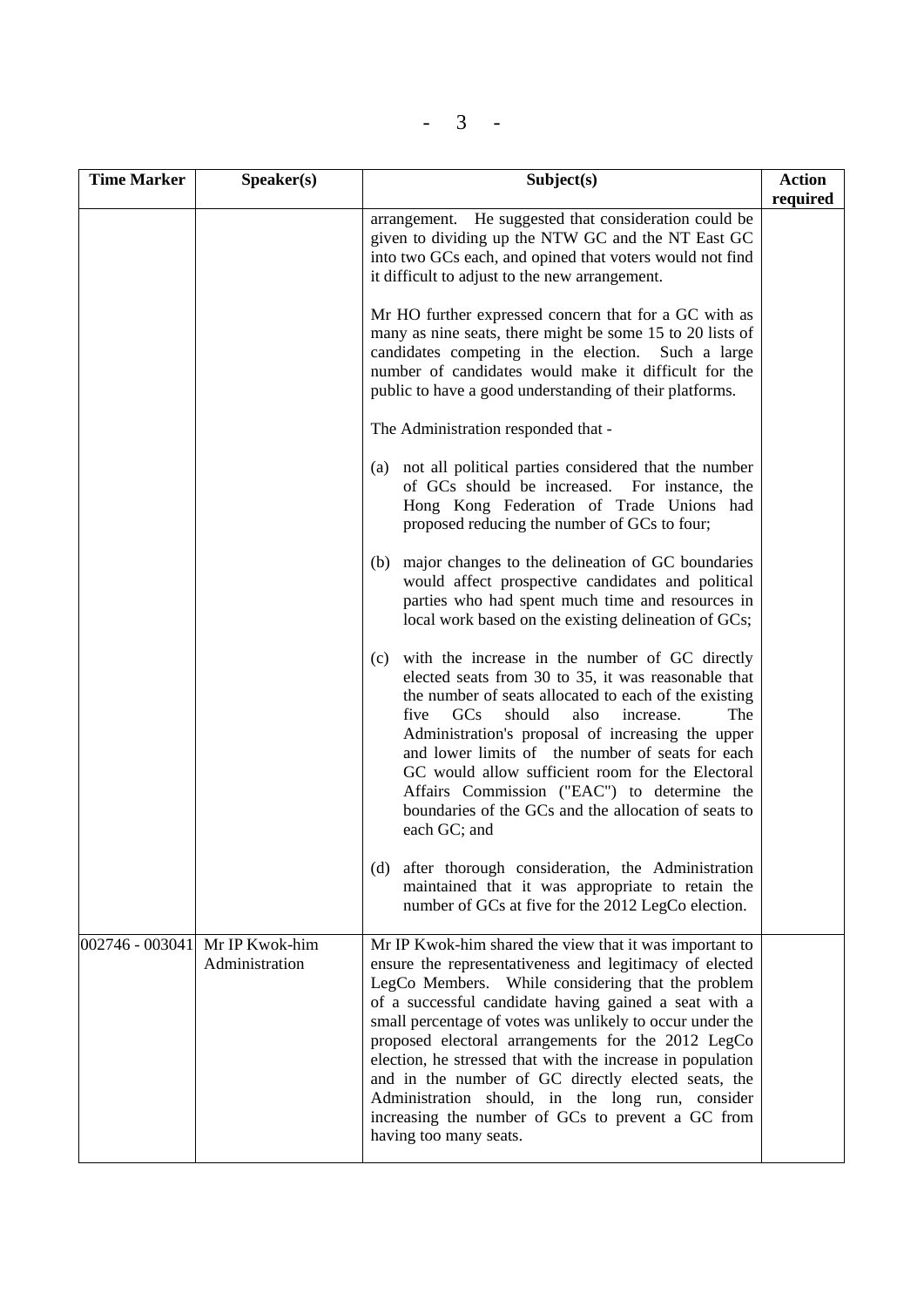| Time Marker | Speaker(s) | Subject(s) | Action required |
|---|---|---|---|
| | | arrangement. He suggested that consideration could be given to dividing up the NTW GC and the NT East GC into two GCs each, and opined that voters would not find it difficult to adjust to the new arrangement.<br><br>Mr HO further expressed concern that for a GC with as many as nine seats, there might be some 15 to 20 lists of candidates competing in the election. Such a large number of candidates would make it difficult for the public to have a good understanding of their platforms.<br><br>The Administration responded that -<br><br>(a) not all political parties considered that the number of GCs should be increased. For instance, the Hong Kong Federation of Trade Unions had proposed reducing the number of GCs to four;<br><br>(b) major changes to the delineation of GC boundaries would affect prospective candidates and political parties who had spent much time and resources in local work based on the existing delineation of GCs;<br><br>(c) with the increase in the number of GC directly elected seats from 30 to 35, it was reasonable that the number of seats allocated to each of the existing five GCs should also increase. The Administration's proposal of increasing the upper and lower limits of the number of seats for each GC would allow sufficient room for the Electoral Affairs Commission ("EAC") to determine the boundaries of the GCs and the allocation of seats to each GC; and<br><br>(d) after thorough consideration, the Administration maintained that it was appropriate to retain the number of GCs at five for the 2012 LegCo election. | |
| 002746 - 003041 | Mr IP Kwok-him<br>Administration | Mr IP Kwok-him shared the view that it was important to ensure the representativeness and legitimacy of elected LegCo Members. While considering that the problem of a successful candidate having gained a seat with a small percentage of votes was unlikely to occur under the proposed electoral arrangements for the 2012 LegCo election, he stressed that with the increase in population and in the number of GC directly elected seats, the Administration should, in the long run, consider increasing the number of GCs to prevent a GC from having too many seats. | |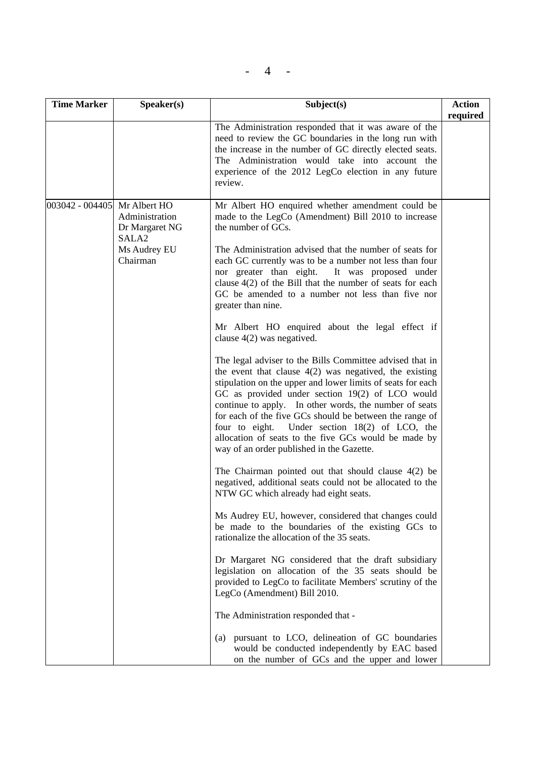| Time Marker | Speaker(s) | Subject(s) | Action required |
|---|---|---|---|
| | | The Administration responded that it was aware of the need to review the GC boundaries in the long run with the increase in the number of GC directly elected seats. The Administration would take into account the experience of the 2012 LegCo election in any future review. | |
| 003042 - 004405 | Mr Albert HO<br>Administration<br>Dr Margaret NG<br>SALA2<br>Ms Audrey EU<br>Chairman | Mr Albert HO enquired whether amendment could be made to the LegCo (Amendment) Bill 2010 to increase the number of GCs.<br><br>The Administration advised that the number of seats for each GC currently was to be a number not less than four nor greater than eight. It was proposed under clause 4(2) of the Bill that the number of seats for each GC be amended to a number not less than five nor greater than nine.<br><br>Mr Albert HO enquired about the legal effect if clause 4(2) was negatived.<br><br>The legal adviser to the Bills Committee advised that in the event that clause 4(2) was negatived, the existing stipulation on the upper and lower limits of seats for each GC as provided under section 19(2) of LCO would continue to apply. In other words, the number of seats for each of the five GCs should be between the range of four to eight. Under section 18(2) of LCO, the allocation of seats to the five GCs would be made by way of an order published in the Gazette.<br><br>The Chairman pointed out that should clause 4(2) be negatived, additional seats could not be allocated to the NTW GC which already had eight seats.<br><br>Ms Audrey EU, however, considered that changes could be made to the boundaries of the existing GCs to rationalize the allocation of the 35 seats.<br><br>Dr Margaret NG considered that the draft subsidiary legislation on allocation of the 35 seats should be provided to LegCo to facilitate Members' scrutiny of the LegCo (Amendment) Bill 2010.<br><br>The Administration responded that -<br><br>(a) pursuant to LCO, delineation of GC boundaries would be conducted independently by EAC based on the number of GCs and the upper and lower | |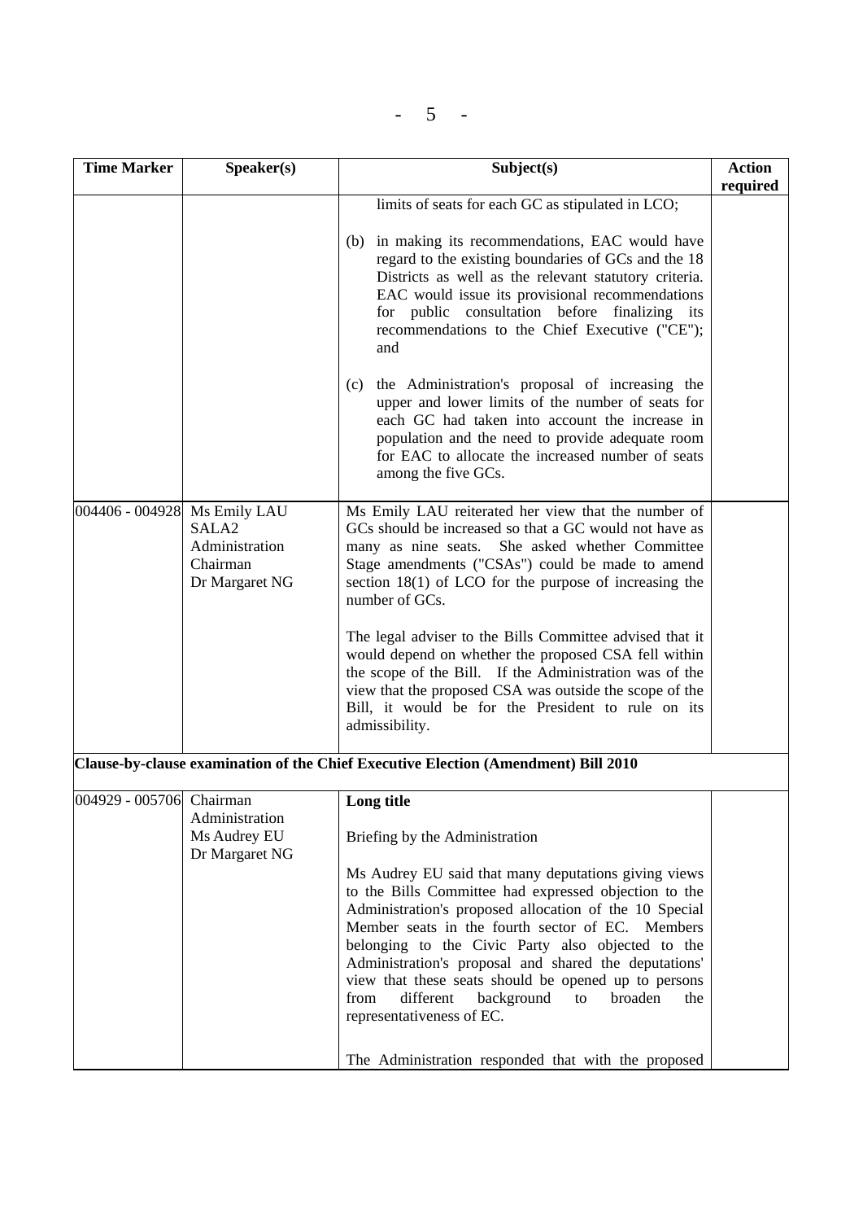| Time Marker | Speaker(s) | Subject(s) | Action required |
|---|---|---|---|
| | | limits of seats for each GC as stipulated in LCO;<br><br>(b) in making its recommendations, EAC would have regard to the existing boundaries of GCs and the 18 Districts as well as the relevant statutory criteria. EAC would issue its provisional recommendations for public consultation before finalizing its recommendations to the Chief Executive ("CE"); and<br><br>(c) the Administration's proposal of increasing the upper and lower limits of the number of seats for each GC had taken into account the increase in population and the need to provide adequate room for EAC to allocate the increased number of seats among the five GCs. | |
| 004406 - 004928 | Ms Emily LAU<br>SALA2<br>Administration<br>Chairman<br>Dr Margaret NG | Ms Emily LAU reiterated her view that the number of GCs should be increased so that a GC would not have as many as nine seats. She asked whether Committee Stage amendments ("CSAs") could be made to amend section 18(1) of LCO for the purpose of increasing the number of GCs.<br><br>The legal adviser to the Bills Committee advised that it would depend on whether the proposed CSA fell within the scope of the Bill. If the Administration was of the view that the proposed CSA was outside the scope of the Bill, it would be for the President to rule on its admissibility. | |
| **Clause-by-clause examination of the Chief Executive Election (Amendment) Bill 2010** | | | |
| 004929 - 005706 | Chairman<br>Administration<br>Ms Audrey EU<br>Dr Margaret NG | **Long title**<br><br>Briefing by the Administration<br><br>Ms Audrey EU said that many deputations giving views to the Bills Committee had expressed objection to the Administration's proposed allocation of the 10 Special Member seats in the fourth sector of EC. Members belonging to the Civic Party also objected to the Administration's proposal and shared the deputations' view that these seats should be opened up to persons from different background to broaden the representativeness of EC.<br><br>The Administration responded that with the proposed | |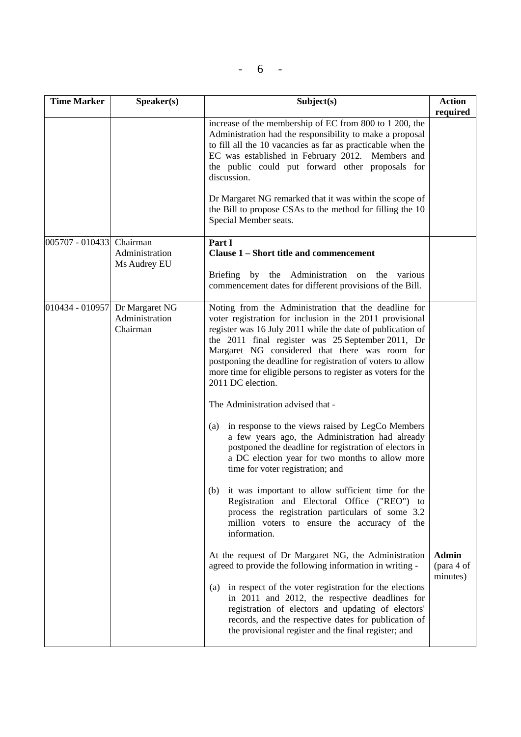| Time Marker | Speaker(s) | Subject(s) | Action required |
|---|---|---|---|
| | | increase of the membership of EC from 800 to 1 200, the Administration had the responsibility to make a proposal to fill all the 10 vacancies as far as practicable when the EC was established in February 2012. Members and the public could put forward other proposals for discussion.<br><br>Dr Margaret NG remarked that it was within the scope of the Bill to propose CSAs to the method for filling the 10 Special Member seats. | |
| 005707 - 010433 | Chairman<br>Administration<br>Ms Audrey EU | **Part I**<br>**Clause 1 – Short title and commencement**<br><br>Briefing by the Administration on the various commencement dates for different provisions of the Bill. | |
| 010434 - 010957 | Dr Margaret NG<br>Administration<br>Chairman | Noting from the Administration that the deadline for voter registration for inclusion in the 2011 provisional register was 16 July 2011 while the date of publication of the 2011 final register was 25 September 2011, Dr Margaret NG considered that there was room for postponing the deadline for registration of voters to allow more time for eligible persons to register as voters for the 2011 DC election.<br><br>The Administration advised that -<br><br>(a) in response to the views raised by LegCo Members a few years ago, the Administration had already postponed the deadline for registration of electors in a DC election year for two months to allow more time for voter registration; and<br><br>(b) it was important to allow sufficient time for the Registration and Electoral Office ("REO") to process the registration particulars of some 3.2 million voters to ensure the accuracy of the information.<br><br>At the request of Dr Margaret NG, the Administration agreed to provide the following information in writing -<br><br>(a) in respect of the voter registration for the elections in 2011 and 2012, the respective deadlines for registration of electors and updating of electors' records, and the respective dates for publication of the provisional register and the final register; and | **Admin** (para 4 of minutes) |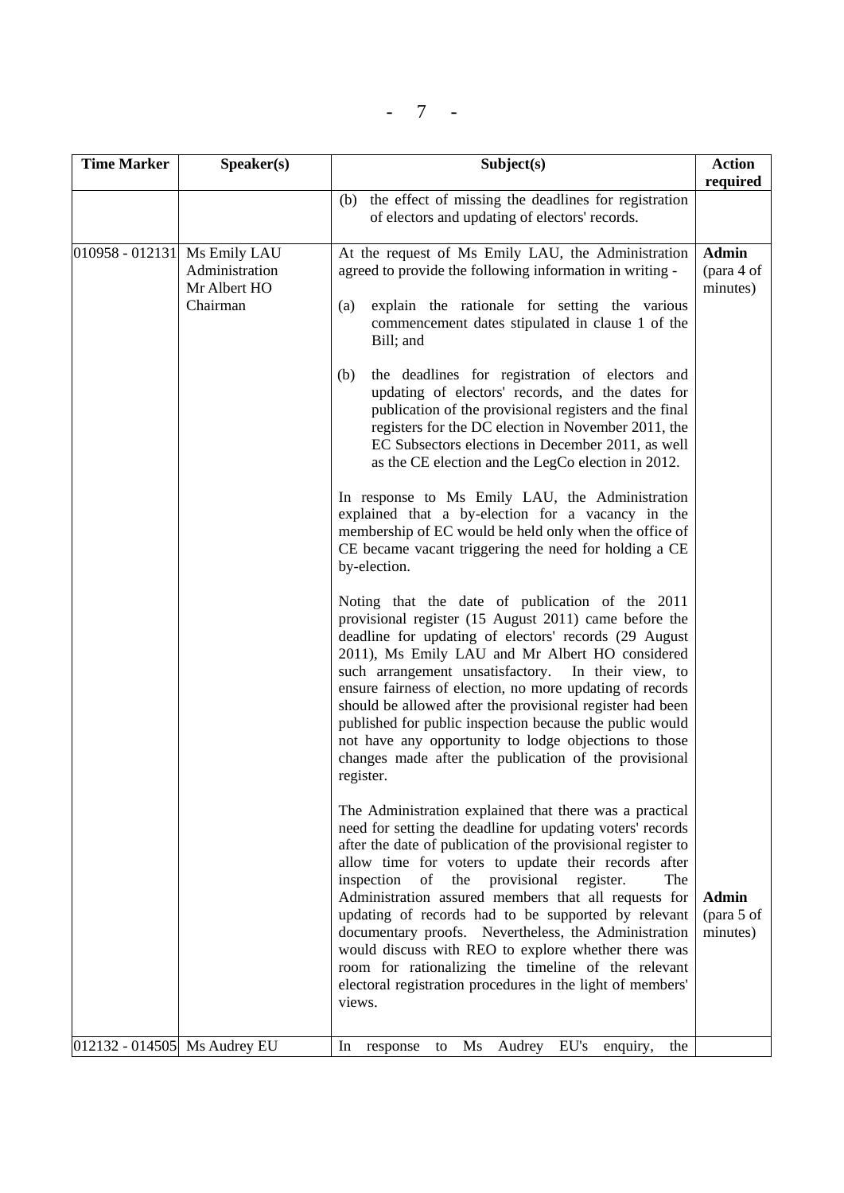| Time Marker | Speaker(s) | Subject(s) | Action required |
|---|---|---|---|
| | | (b) the effect of missing the deadlines for registration of electors and updating of electors' records. | |
| 010958 - 012131 | Ms Emily LAU<br>Administration<br>Mr Albert HO<br>Chairman | At the request of Ms Emily LAU, the Administration agreed to provide the following information in writing -<br><br>(a) explain the rationale for setting the various commencement dates stipulated in clause 1 of the Bill; and<br><br>(b) the deadlines for registration of electors and updating of electors' records, and the dates for publication of the provisional registers and the final registers for the DC election in November 2011, the EC Subsectors elections in December 2011, as well as the CE election and the LegCo election in 2012.<br><br>In response to Ms Emily LAU, the Administration explained that a by-election for a vacancy in the membership of EC would be held only when the office of CE became vacant triggering the need for holding a CE by-election.<br><br>Noting that the date of publication of the 2011 provisional register (15 August 2011) came before the deadline for updating of electors' records (29 August 2011), Ms Emily LAU and Mr Albert HO considered such arrangement unsatisfactory. In their view, to ensure fairness of election, no more updating of records should be allowed after the provisional register had been published for public inspection because the public would not have any opportunity to lodge objections to those changes made after the publication of the provisional register.<br><br>The Administration explained that there was a practical need for setting the deadline for updating voters' records after the date of publication of the provisional register to allow time for voters to update their records after inspection of the provisional register. The Administration assured members that all requests for updating of records had to be supported by relevant documentary proofs. Nevertheless, the Administration would discuss with REO to explore whether there was room for rationalizing the timeline of the relevant electoral registration procedures in the light of members' views. | **Admin** (para 4 of minutes)<br><br>**Admin** (para 5 of minutes) |
| 012132 - 014505 | Ms Audrey EU | In response to Ms Audrey EU's enquiry, the | |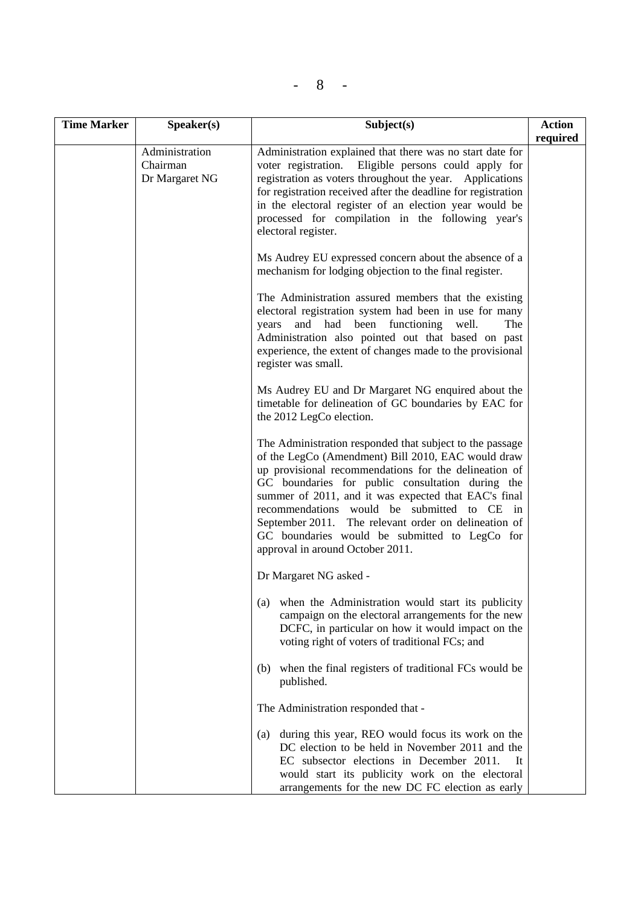| Time Marker | Speaker(s) | Subject(s) | Action required |
|---|---|---|---|
| | Administration<br>Chairman<br>Dr Margaret NG | Administration explained that there was no start date for voter registration. Eligible persons could apply for registration as voters throughout the year. Applications for registration received after the deadline for registration in the electoral register of an election year would be processed for compilation in the following year's electoral register.<br><br>Ms Audrey EU expressed concern about the absence of a mechanism for lodging objection to the final register.<br><br>The Administration assured members that the existing electoral registration system had been in use for many years and had been functioning well. The Administration also pointed out that based on past experience, the extent of changes made to the provisional register was small.<br><br>Ms Audrey EU and Dr Margaret NG enquired about the timetable for delineation of GC boundaries by EAC for the 2012 LegCo election.<br><br>The Administration responded that subject to the passage of the LegCo (Amendment) Bill 2010, EAC would draw up provisional recommendations for the delineation of GC boundaries for public consultation during the summer of 2011, and it was expected that EAC's final recommendations would be submitted to CE in September 2011. The relevant order on delineation of GC boundaries would be submitted to LegCo for approval in around October 2011.<br><br>Dr Margaret NG asked -<br><br>(a) when the Administration would start its publicity campaign on the electoral arrangements for the new DCFC, in particular on how it would impact on the voting right of voters of traditional FCs; and<br><br>(b) when the final registers of traditional FCs would be published.<br><br>The Administration responded that -<br><br>(a) during this year, REO would focus its work on the DC election to be held in November 2011 and the EC subsector elections in December 2011. It would start its publicity work on the electoral arrangements for the new DC FC election as early | |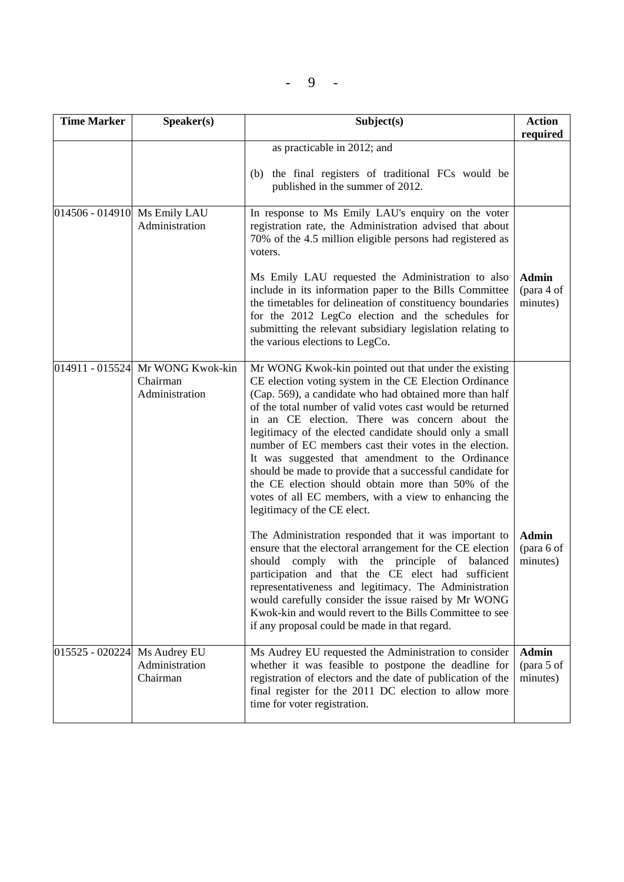| Time Marker | Speaker(s) | Subject(s) | Action required |
|---|---|---|---|
| | | as practicable in 2012; and<br><br>(b) the final registers of traditional FCs would be published in the summer of 2012. | |
| 014506 - 014910 | Ms Emily LAU<br>Administration | In response to Ms Emily LAU's enquiry on the voter registration rate, the Administration advised that about 70% of the 4.5 million eligible persons had registered as voters.<br><br>Ms Emily LAU requested the Administration to also include in its information paper to the Bills Committee the timetables for delineation of constituency boundaries for the 2012 LegCo election and the schedules for submitting the relevant subsidiary legislation relating to the various elections to LegCo. | <br><br><br><br>**Admin** (para 4 of minutes) |
| 014911 - 015524 | Mr WONG Kwok-kin<br>Chairman<br>Administration | Mr WONG Kwok-kin pointed out that under the existing CE election voting system in the CE Election Ordinance (Cap. 569), a candidate who had obtained more than half of the total number of valid votes cast would be returned in an CE election. There was concern about the legitimacy of the elected candidate should only a small number of EC members cast their votes in the election. It was suggested that amendment to the Ordinance should be made to provide that a successful candidate for the CE election should obtain more than 50% of the votes of all EC members, with a view to enhancing the legitimacy of the CE elect.<br><br>The Administration responded that it was important to ensure that the electoral arrangement for the CE election should comply with the principle of balanced participation and that the CE elect had sufficient representativeness and legitimacy. The Administration would carefully consider the issue raised by Mr WONG Kwok-kin and would revert to the Bills Committee to see if any proposal could be made in that regard. | <br><br><br><br><br><br><br><br><br><br><br>**Admin** (para 6 of minutes) |
| 015525 - 020224 | Ms Audrey EU<br>Administration<br>Chairman | Ms Audrey EU requested the Administration to consider whether it was feasible to postpone the deadline for registration of electors and the date of publication of the final register for the 2011 DC election to allow more time for voter registration. | **Admin** (para 5 of minutes) |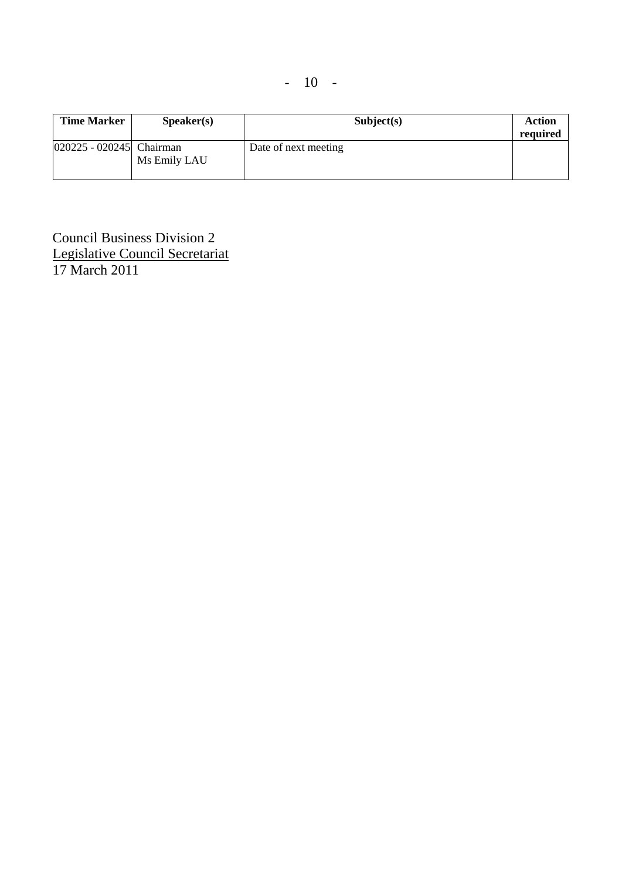| Time Marker | Speaker(s) | Subject(s) | Action required |
|---|---|---|---|
| 020225 - 020245 | Chairman<br>Ms Emily LAU | Date of next meeting | |

Council Business Division 2
<u>Legislative Council Secretariat</u>
17 March 2011